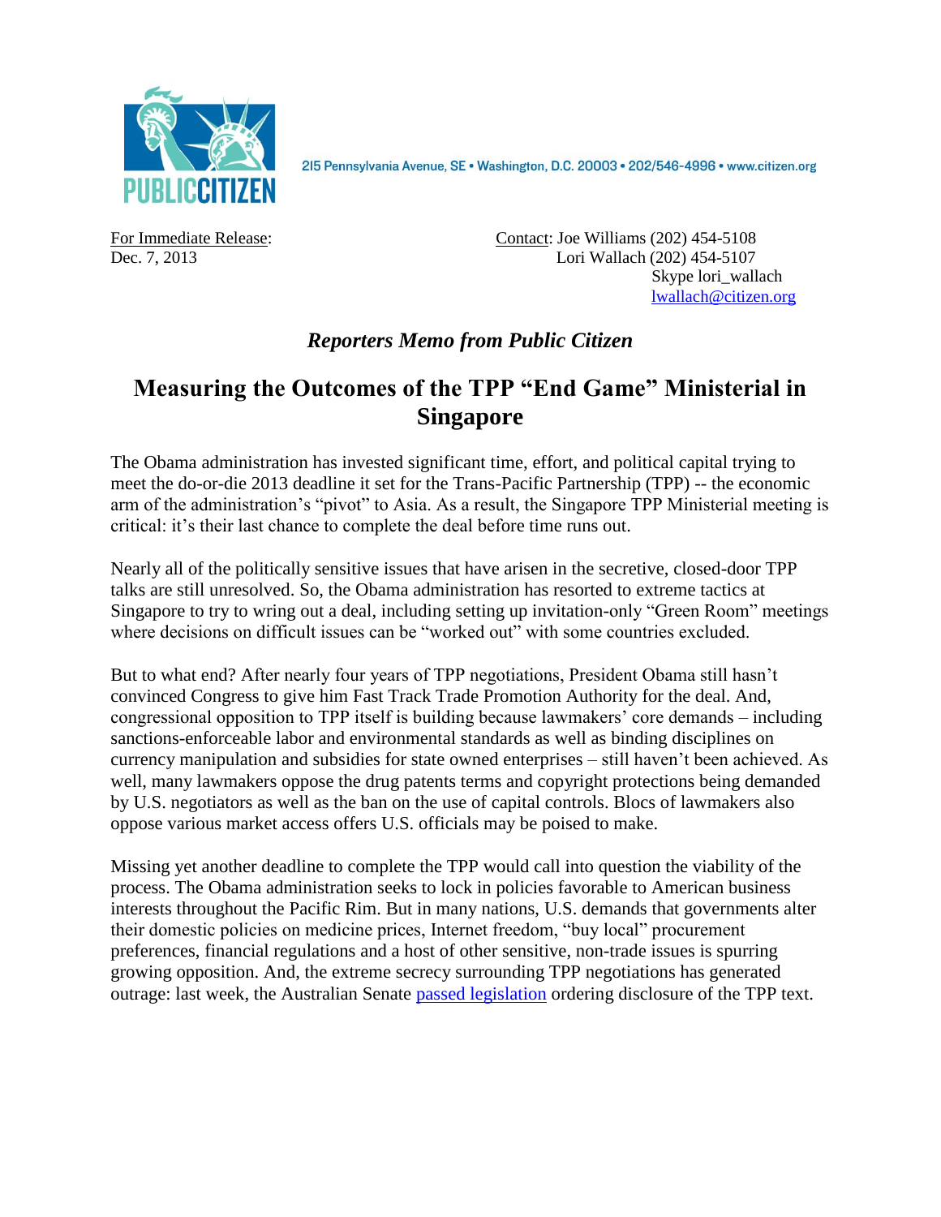PUBLIC CITIZEN

215 Pennsylvania Avenue, SE • Washington, D.C. 20003 • 202/546-4996 • www.citizen.org

For Immediate Release:
Dec. 7, 2013

Contact: Joe Williams (202) 454-5108
Lori Wallach (202) 454-5107
Skype lori_wallach
lwallach@citizen.org

### *Reporters Memo from Public Citizen*

# Measuring the Outcomes of the TPP "End Game" Ministerial in Singapore

The Obama administration has invested significant time, effort, and political capital trying to meet the do-or-die 2013 deadline it set for the Trans-Pacific Partnership (TPP) -- the economic arm of the administration's "pivot" to Asia. As a result, the Singapore TPP Ministerial meeting is critical: it's their last chance to complete the deal before time runs out.

Nearly all of the politically sensitive issues that have arisen in the secretive, closed-door TPP talks are still unresolved. So, the Obama administration has resorted to extreme tactics at Singapore to try to wring out a deal, including setting up invitation-only "Green Room" meetings where decisions on difficult issues can be "worked out" with some countries excluded.

But to what end? After nearly four years of TPP negotiations, President Obama still hasn't convinced Congress to give him Fast Track Trade Promotion Authority for the deal. And, congressional opposition to TPP itself is building because lawmakers' core demands – including sanctions-enforceable labor and environmental standards as well as binding disciplines on currency manipulation and subsidies for state owned enterprises – still haven't been achieved. As well, many lawmakers oppose the drug patents terms and copyright protections being demanded by U.S. negotiators as well as the ban on the use of capital controls. Blocs of lawmakers also oppose various market access offers U.S. officials may be poised to make.

Missing yet another deadline to complete the TPP would call into question the viability of the process. The Obama administration seeks to lock in policies favorable to American business interests throughout the Pacific Rim. But in many nations, U.S. demands that governments alter their domestic policies on medicine prices, Internet freedom, "buy local" procurement preferences, financial regulations and a host of other sensitive, non-trade issues is spurring growing opposition. And, the extreme secrecy surrounding TPP negotiations has generated outrage: last week, the Australian Senate passed legislation ordering disclosure of the TPP text.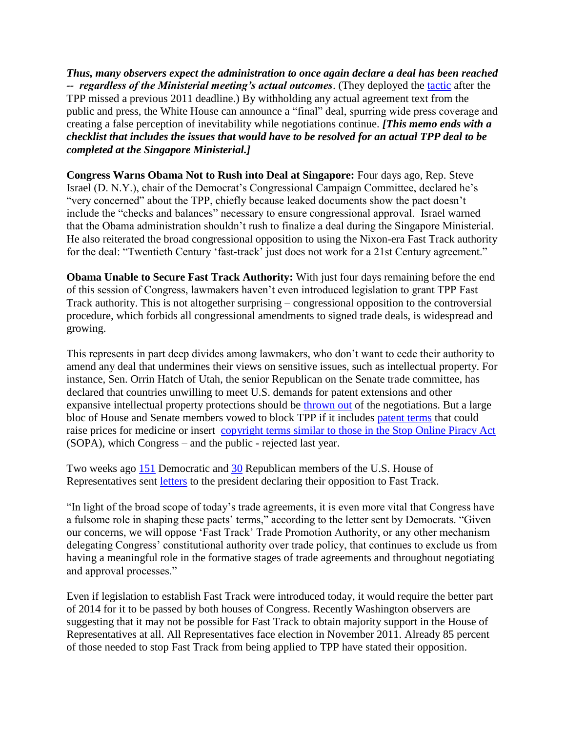***Thus, many observers expect the administration to once again declare a deal has been reached -- regardless of the Ministerial meeting's actual outcomes***. (They deployed the tactic after the TPP missed a previous 2011 deadline.) By withholding any actual agreement text from the public and press, the White House can announce a "final" deal, spurring wide press coverage and creating a false perception of inevitability while negotiations continue. ***[This memo ends with a checklist that includes the issues that would have to be resolved for an actual TPP deal to be completed at the Singapore Ministerial.]***

**Congress Warns Obama Not to Rush into Deal at Singapore:** Four days ago, Rep. Steve Israel (D. N.Y.), chair of the Democrat's Congressional Campaign Committee, declared he's "very concerned" about the TPP, chiefly because leaked documents show the pact doesn't include the "checks and balances" necessary to ensure congressional approval. Israel warned that the Obama administration shouldn't rush to finalize a deal during the Singapore Ministerial. He also reiterated the broad congressional opposition to using the Nixon-era Fast Track authority for the deal: "Twentieth Century 'fast-track' just does not work for a 21st Century agreement."

**Obama Unable to Secure Fast Track Authority:** With just four days remaining before the end of this session of Congress, lawmakers haven't even introduced legislation to grant TPP Fast Track authority. This is not altogether surprising – congressional opposition to the controversial procedure, which forbids all congressional amendments to signed trade deals, is widespread and growing.

This represents in part deep divides among lawmakers, who don't want to cede their authority to amend any deal that undermines their views on sensitive issues, such as intellectual property. For instance, Sen. Orrin Hatch of Utah, the senior Republican on the Senate trade committee, has declared that countries unwilling to meet U.S. demands for patent extensions and other expansive intellectual property protections should be thrown out of the negotiations. But a large bloc of House and Senate members vowed to block TPP if it includes patent terms that could raise prices for medicine or insert copyright terms similar to those in the Stop Online Piracy Act (SOPA), which Congress – and the public - rejected last year.

Two weeks ago 151 Democratic and 30 Republican members of the U.S. House of Representatives sent letters to the president declaring their opposition to Fast Track.

"In light of the broad scope of today's trade agreements, it is even more vital that Congress have a fulsome role in shaping these pacts' terms," according to the letter sent by Democrats. "Given our concerns, we will oppose 'Fast Track' Trade Promotion Authority, or any other mechanism delegating Congress' constitutional authority over trade policy, that continues to exclude us from having a meaningful role in the formative stages of trade agreements and throughout negotiating and approval processes."

Even if legislation to establish Fast Track were introduced today, it would require the better part of 2014 for it to be passed by both houses of Congress. Recently Washington observers are suggesting that it may not be possible for Fast Track to obtain majority support in the House of Representatives at all. All Representatives face election in November 2011. Already 85 percent of those needed to stop Fast Track from being applied to TPP have stated their opposition.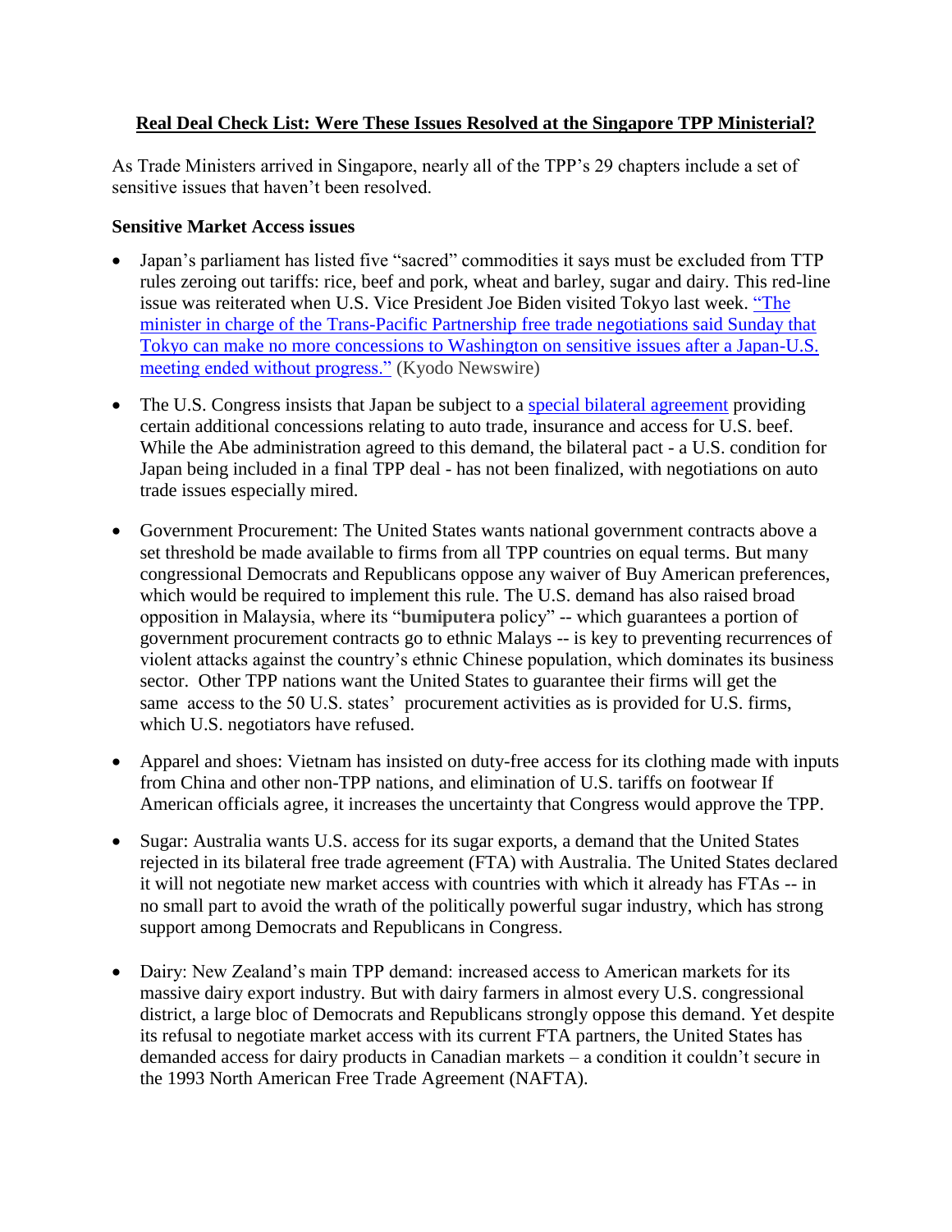**Real Deal Check List: Were These Issues Resolved at the Singapore TPP Ministerial?**

As Trade Ministers arrived in Singapore, nearly all of the TPP's 29 chapters include a set of sensitive issues that haven't been resolved.

**Sensitive Market Access issues**

- Japan's parliament has listed five "sacred" commodities it says must be excluded from TTP rules zeroing out tariffs: rice, beef and pork, wheat and barley, sugar and dairy. This red-line issue was reiterated when U.S. Vice President Joe Biden visited Tokyo last week. "The minister in charge of the Trans-Pacific Partnership free trade negotiations said Sunday that Tokyo can make no more concessions to Washington on sensitive issues after a Japan-U.S. meeting ended without progress." (Kyodo Newswire)

- The U.S. Congress insists that Japan be subject to a special bilateral agreement providing certain additional concessions relating to auto trade, insurance and access for U.S. beef. While the Abe administration agreed to this demand, the bilateral pact - a U.S. condition for Japan being included in a final TPP deal - has not been finalized, with negotiations on auto trade issues especially mired.

- Government Procurement: The United States wants national government contracts above a set threshold be made available to firms from all TPP countries on equal terms. But many congressional Democrats and Republicans oppose any waiver of Buy American preferences, which would be required to implement this rule. The U.S. demand has also raised broad opposition in Malaysia, where its "**bumiputera** policy" -- which guarantees a portion of government procurement contracts go to ethnic Malays -- is key to preventing recurrences of violent attacks against the country's ethnic Chinese population, which dominates its business sector. Other TPP nations want the United States to guarantee their firms will get the same access to the 50 U.S. states' procurement activities as is provided for U.S. firms, which U.S. negotiators have refused.

- Apparel and shoes: Vietnam has insisted on duty-free access for its clothing made with inputs from China and other non-TPP nations, and elimination of U.S. tariffs on footwear If American officials agree, it increases the uncertainty that Congress would approve the TPP.

- Sugar: Australia wants U.S. access for its sugar exports, a demand that the United States rejected in its bilateral free trade agreement (FTA) with Australia. The United States declared it will not negotiate new market access with countries with which it already has FTAs -- in no small part to avoid the wrath of the politically powerful sugar industry, which has strong support among Democrats and Republicans in Congress.

- Dairy: New Zealand's main TPP demand: increased access to American markets for its massive dairy export industry. But with dairy farmers in almost every U.S. congressional district, a large bloc of Democrats and Republicans strongly oppose this demand. Yet despite its refusal to negotiate market access with its current FTA partners, the United States has demanded access for dairy products in Canadian markets – a condition it couldn't secure in the 1993 North American Free Trade Agreement (NAFTA).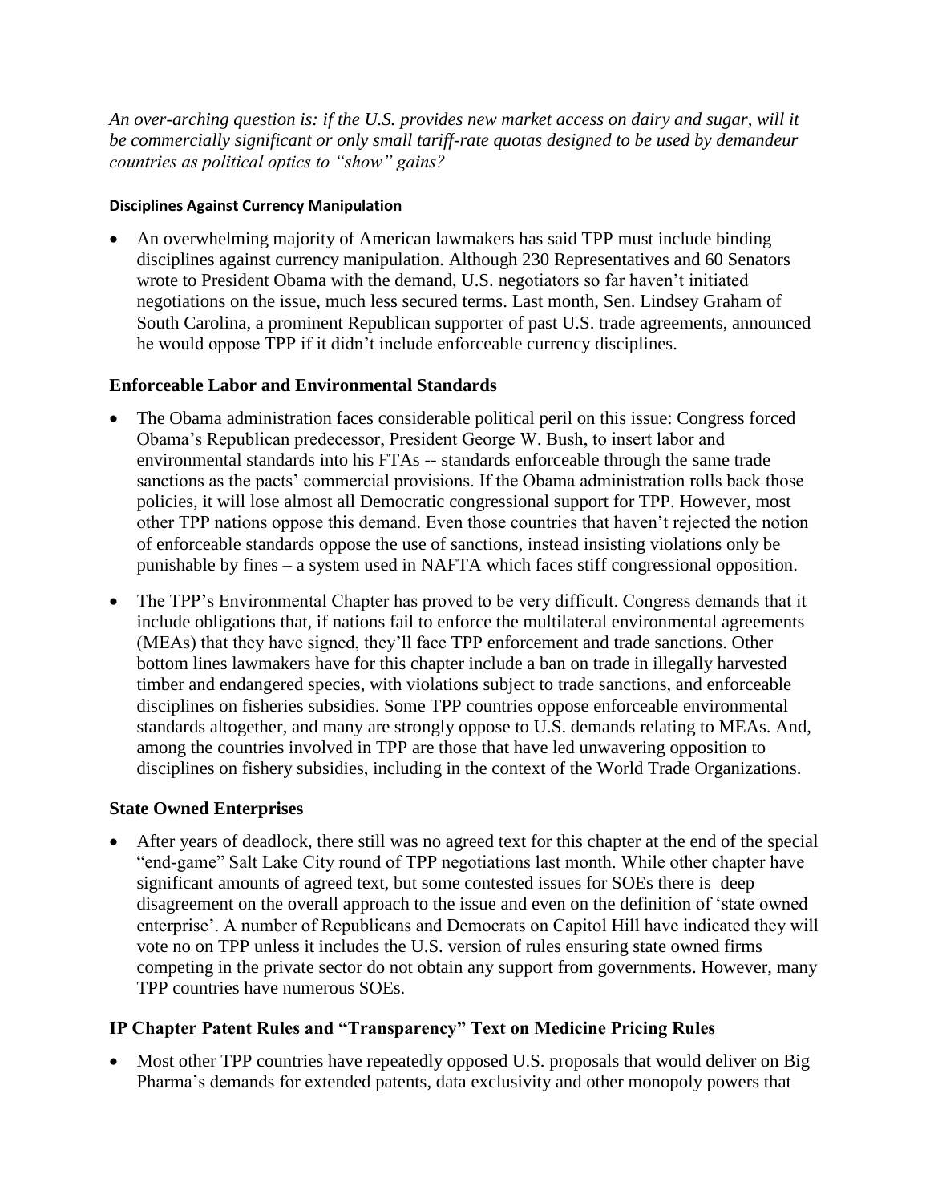*An over-arching question is: if the U.S. provides new market access on dairy and sugar, will it be commercially significant or only small tariff-rate quotas designed to be used by demandeur countries as political optics to "show" gains?*

#### Disciplines Against Currency Manipulation

- An overwhelming majority of American lawmakers has said TPP must include binding disciplines against currency manipulation. Although 230 Representatives and 60 Senators wrote to President Obama with the demand, U.S. negotiators so far haven't initiated negotiations on the issue, much less secured terms. Last month, Sen. Lindsey Graham of South Carolina, a prominent Republican supporter of past U.S. trade agreements, announced he would oppose TPP if it didn't include enforceable currency disciplines.

### Enforceable Labor and Environmental Standards

- The Obama administration faces considerable political peril on this issue: Congress forced Obama's Republican predecessor, President George W. Bush, to insert labor and environmental standards into his FTAs -- standards enforceable through the same trade sanctions as the pacts' commercial provisions. If the Obama administration rolls back those policies, it will lose almost all Democratic congressional support for TPP. However, most other TPP nations oppose this demand. Even those countries that haven't rejected the notion of enforceable standards oppose the use of sanctions, instead insisting violations only be punishable by fines – a system used in NAFTA which faces stiff congressional opposition.

- The TPP's Environmental Chapter has proved to be very difficult. Congress demands that it include obligations that, if nations fail to enforce the multilateral environmental agreements (MEAs) that they have signed, they'll face TPP enforcement and trade sanctions. Other bottom lines lawmakers have for this chapter include a ban on trade in illegally harvested timber and endangered species, with violations subject to trade sanctions, and enforceable disciplines on fisheries subsidies. Some TPP countries oppose enforceable environmental standards altogether, and many are strongly oppose to U.S. demands relating to MEAs. And, among the countries involved in TPP are those that have led unwavering opposition to disciplines on fishery subsidies, including in the context of the World Trade Organizations.

### State Owned Enterprises

- After years of deadlock, there still was no agreed text for this chapter at the end of the special "end-game" Salt Lake City round of TPP negotiations last month. While other chapter have significant amounts of agreed text, but some contested issues for SOEs there is deep disagreement on the overall approach to the issue and even on the definition of 'state owned enterprise'. A number of Republicans and Democrats on Capitol Hill have indicated they will vote no on TPP unless it includes the U.S. version of rules ensuring state owned firms competing in the private sector do not obtain any support from governments. However, many TPP countries have numerous SOEs.

### IP Chapter Patent Rules and "Transparency" Text on Medicine Pricing Rules

- Most other TPP countries have repeatedly opposed U.S. proposals that would deliver on Big Pharma's demands for extended patents, data exclusivity and other monopoly powers that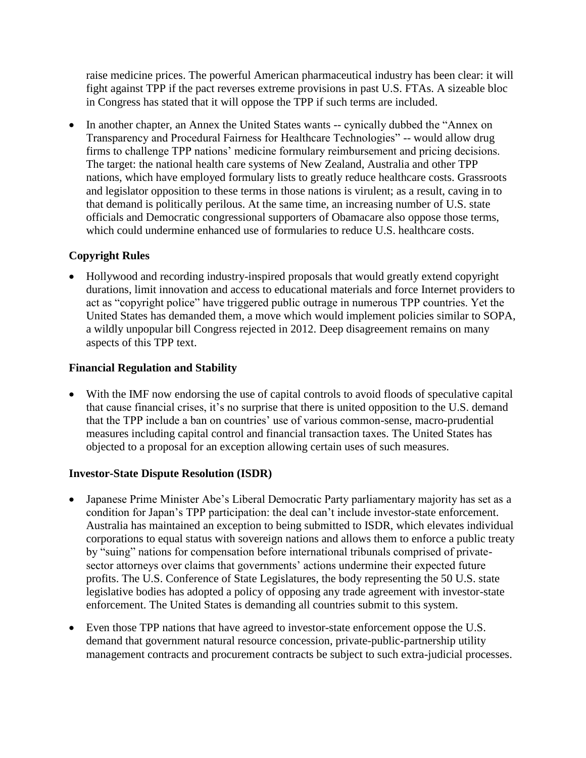raise medicine prices. The powerful American pharmaceutical industry has been clear: it will fight against TPP if the pact reverses extreme provisions in past U.S. FTAs. A sizeable bloc in Congress has stated that it will oppose the TPP if such terms are included.

- In another chapter, an Annex the United States wants -- cynically dubbed the "Annex on Transparency and Procedural Fairness for Healthcare Technologies" -- would allow drug firms to challenge TPP nations' medicine formulary reimbursement and pricing decisions. The target: the national health care systems of New Zealand, Australia and other TPP nations, which have employed formulary lists to greatly reduce healthcare costs. Grassroots and legislator opposition to these terms in those nations is virulent; as a result, caving in to that demand is politically perilous. At the same time, an increasing number of U.S. state officials and Democratic congressional supporters of Obamacare also oppose those terms, which could undermine enhanced use of formularies to reduce U.S. healthcare costs.

**Copyright Rules**

- Hollywood and recording industry-inspired proposals that would greatly extend copyright durations, limit innovation and access to educational materials and force Internet providers to act as "copyright police" have triggered public outrage in numerous TPP countries. Yet the United States has demanded them, a move which would implement policies similar to SOPA, a wildly unpopular bill Congress rejected in 2012. Deep disagreement remains on many aspects of this TPP text.

**Financial Regulation and Stability**

- With the IMF now endorsing the use of capital controls to avoid floods of speculative capital that cause financial crises, it's no surprise that there is united opposition to the U.S. demand that the TPP include a ban on countries' use of various common-sense, macro-prudential measures including capital control and financial transaction taxes. The United States has objected to a proposal for an exception allowing certain uses of such measures.

**Investor-State Dispute Resolution (ISDR)**

- Japanese Prime Minister Abe's Liberal Democratic Party parliamentary majority has set as a condition for Japan's TPP participation: the deal can't include investor-state enforcement. Australia has maintained an exception to being submitted to ISDR, which elevates individual corporations to equal status with sovereign nations and allows them to enforce a public treaty by "suing" nations for compensation before international tribunals comprised of private-sector attorneys over claims that governments' actions undermine their expected future profits. The U.S. Conference of State Legislatures, the body representing the 50 U.S. state legislative bodies has adopted a policy of opposing any trade agreement with investor-state enforcement. The United States is demanding all countries submit to this system.

- Even those TPP nations that have agreed to investor-state enforcement oppose the U.S. demand that government natural resource concession, private-public-partnership utility management contracts and procurement contracts be subject to such extra-judicial processes.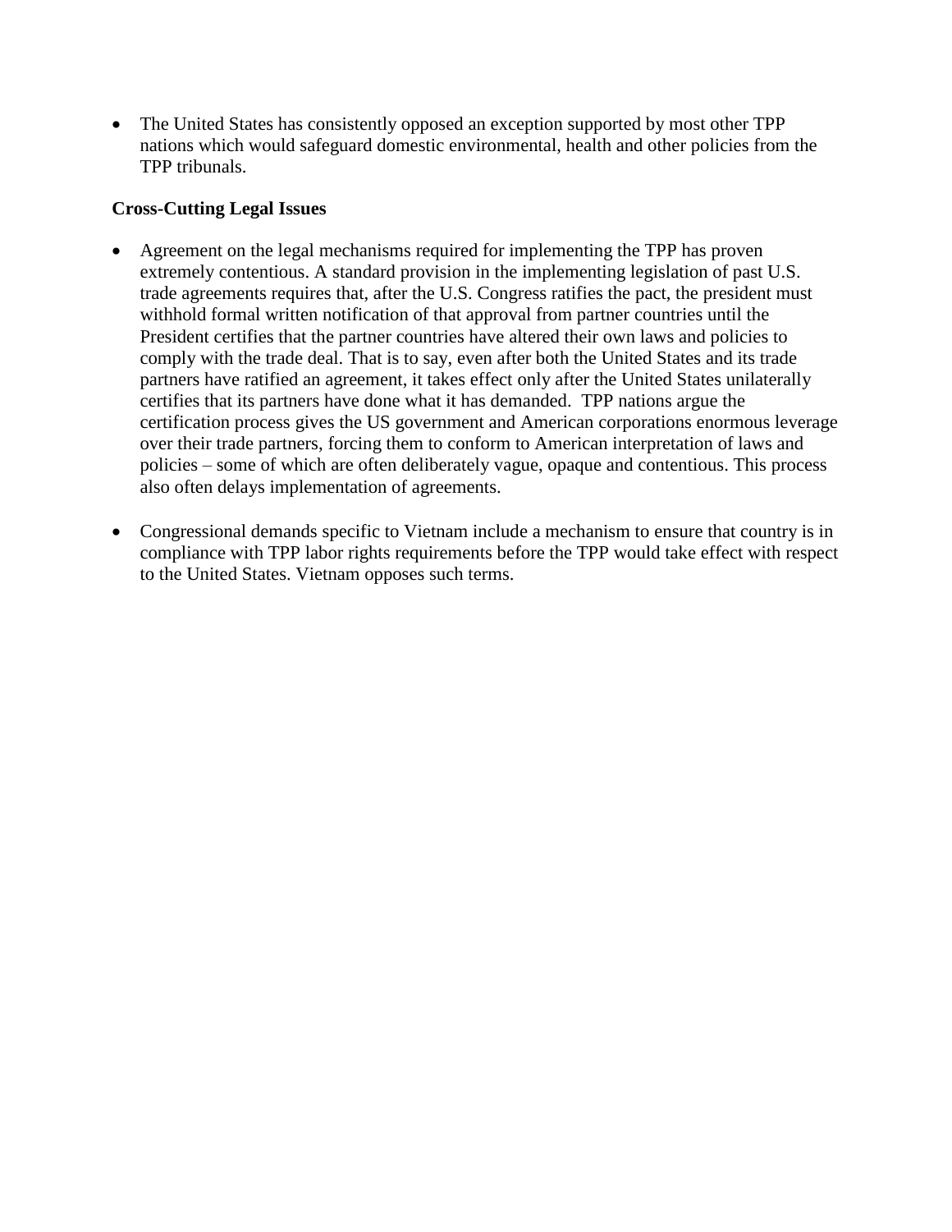- The United States has consistently opposed an exception supported by most other TPP nations which would safeguard domestic environmental, health and other policies from the TPP tribunals.

**Cross-Cutting Legal Issues**

- Agreement on the legal mechanisms required for implementing the TPP has proven extremely contentious. A standard provision in the implementing legislation of past U.S. trade agreements requires that, after the U.S. Congress ratifies the pact, the president must withhold formal written notification of that approval from partner countries until the President certifies that the partner countries have altered their own laws and policies to comply with the trade deal. That is to say, even after both the United States and its trade partners have ratified an agreement, it takes effect only after the United States unilaterally certifies that its partners have done what it has demanded. TPP nations argue the certification process gives the US government and American corporations enormous leverage over their trade partners, forcing them to conform to American interpretation of laws and policies – some of which are often deliberately vague, opaque and contentious. This process also often delays implementation of agreements.

- Congressional demands specific to Vietnam include a mechanism to ensure that country is in compliance with TPP labor rights requirements before the TPP would take effect with respect to the United States. Vietnam opposes such terms.